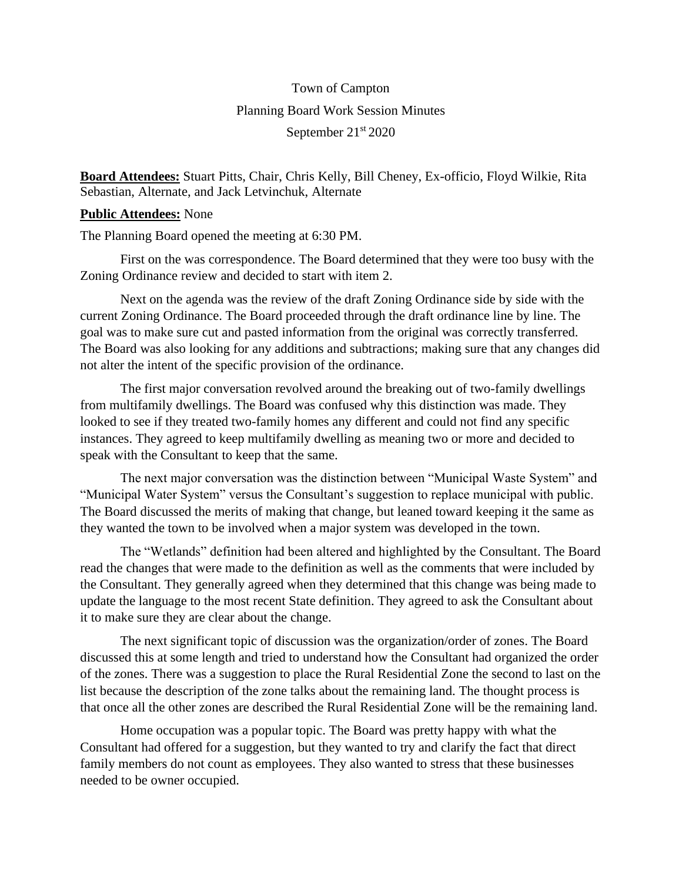Town of Campton

Planning Board Work Session Minutes

September 21st 2020

**Board Attendees:** Stuart Pitts, Chair, Chris Kelly, Bill Cheney, Ex-officio, Floyd Wilkie, Rita Sebastian, Alternate, and Jack Letvinchuk, Alternate

**Public Attendees:** None

The Planning Board opened the meeting at 6:30 PM.

First on the was correspondence. The Board determined that they were too busy with the Zoning Ordinance review and decided to start with item 2.

Next on the agenda was the review of the draft Zoning Ordinance side by side with the current Zoning Ordinance. The Board proceeded through the draft ordinance line by line. The goal was to make sure cut and pasted information from the original was correctly transferred. The Board was also looking for any additions and subtractions; making sure that any changes did not alter the intent of the specific provision of the ordinance.

The first major conversation revolved around the breaking out of two-family dwellings from multifamily dwellings. The Board was confused why this distinction was made. They looked to see if they treated two-family homes any different and could not find any specific instances. They agreed to keep multifamily dwelling as meaning two or more and decided to speak with the Consultant to keep that the same.

The next major conversation was the distinction between "Municipal Waste System" and "Municipal Water System" versus the Consultant's suggestion to replace municipal with public. The Board discussed the merits of making that change, but leaned toward keeping it the same as they wanted the town to be involved when a major system was developed in the town.

The "Wetlands" definition had been altered and highlighted by the Consultant. The Board read the changes that were made to the definition as well as the comments that were included by the Consultant. They generally agreed when they determined that this change was being made to update the language to the most recent State definition. They agreed to ask the Consultant about it to make sure they are clear about the change.

The next significant topic of discussion was the organization/order of zones. The Board discussed this at some length and tried to understand how the Consultant had organized the order of the zones. There was a suggestion to place the Rural Residential Zone the second to last on the list because the description of the zone talks about the remaining land. The thought process is that once all the other zones are described the Rural Residential Zone will be the remaining land.

Home occupation was a popular topic. The Board was pretty happy with what the Consultant had offered for a suggestion, but they wanted to try and clarify the fact that direct family members do not count as employees. They also wanted to stress that these businesses needed to be owner occupied.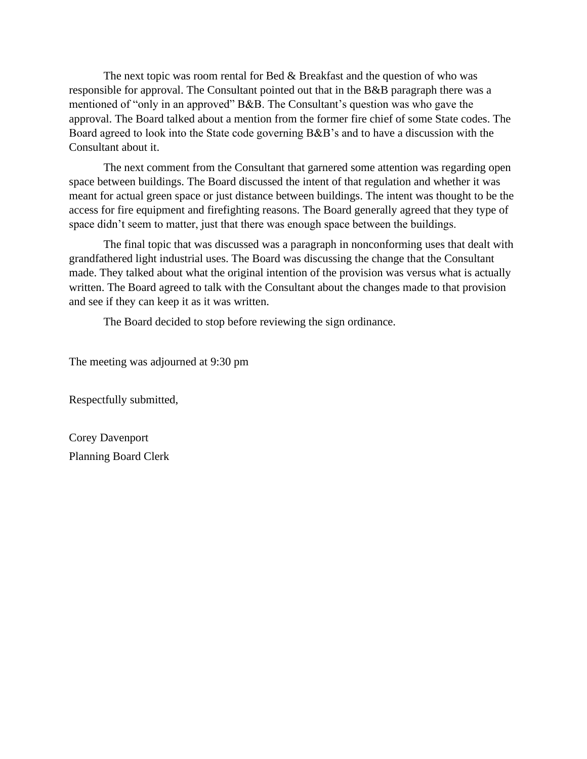The next topic was room rental for Bed & Breakfast and the question of who was responsible for approval. The Consultant pointed out that in the B&B paragraph there was a mentioned of "only in an approved" B&B. The Consultant's question was who gave the approval. The Board talked about a mention from the former fire chief of some State codes. The Board agreed to look into the State code governing B&B's and to have a discussion with the Consultant about it.

The next comment from the Consultant that garnered some attention was regarding open space between buildings. The Board discussed the intent of that regulation and whether it was meant for actual green space or just distance between buildings. The intent was thought to be the access for fire equipment and firefighting reasons. The Board generally agreed that they type of space didn't seem to matter, just that there was enough space between the buildings.

The final topic that was discussed was a paragraph in nonconforming uses that dealt with grandfathered light industrial uses. The Board was discussing the change that the Consultant made. They talked about what the original intention of the provision was versus what is actually written. The Board agreed to talk with the Consultant about the changes made to that provision and see if they can keep it as it was written.

The Board decided to stop before reviewing the sign ordinance.

The meeting was adjourned at 9:30 pm

Respectfully submitted,

Corey Davenport
Planning Board Clerk